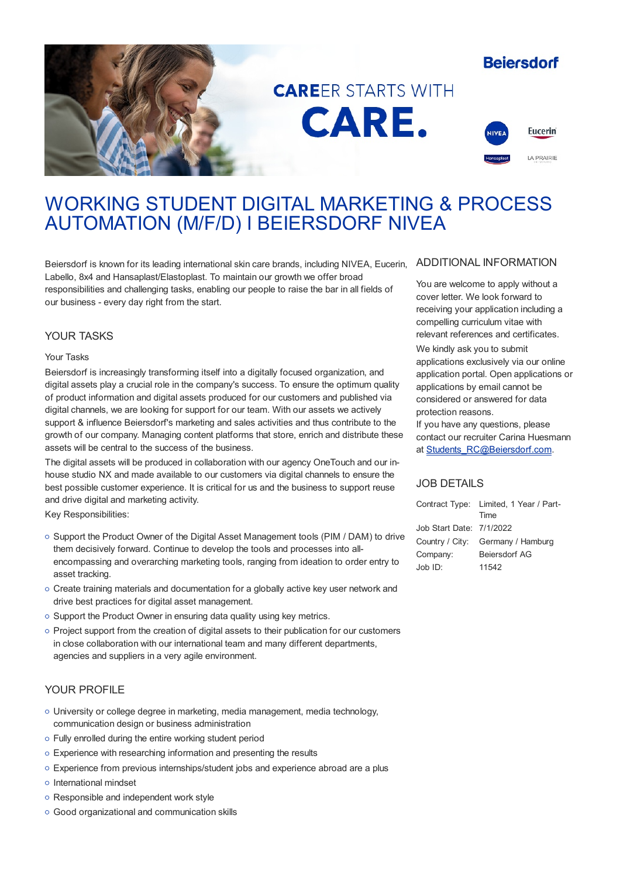Beiersdorf

CAREER STARTS WITH

CARE.

# WORKING STUDENT DIGITAL MARKETING & PROCESS AUTOMATION (M/F/D) I BEIERSDORF NIVEA

Beiersdorf is known for its leading international skin care brands, including NIVEA, Eucerin, Labello, 8x4 and Hansaplast/Elastoplast. To maintain our growth we offer broad responsibilities and challenging tasks, enabling our people to raise the bar in all fields of our business - every day right from the start.

## YOUR TASKS

Your Tasks

Beiersdorf is increasingly transforming itself into a digitally focused organization, and digital assets play a crucial role in the company's success. To ensure the optimum quality of product information and digital assets produced for our customers and published via digital channels, we are looking for support for our team. With our assets we actively support & influence Beiersdorf's marketing and sales activities and thus contribute to the growth of our company. Managing content platforms that store, enrich and distribute these assets will be central to the success of the business.

The digital assets will be produced in collaboration with our agency OneTouch and our in-house studio NX and made available to our customers via digital channels to ensure the best possible customer experience. It is critical for us and the business to support reuse and drive digital and marketing activity.

Key Responsibilities:

- Support the Product Owner of the Digital Asset Management tools (PIM / DAM) to drive them decisively forward. Continue to develop the tools and processes into all-encompassing and overarching marketing tools, ranging from ideation to order entry to asset tracking.
- Create training materials and documentation for a globally active key user network and drive best practices for digital asset management.
- Support the Product Owner in ensuring data quality using key metrics.
- Project support from the creation of digital assets to their publication for our customers in close collaboration with our international team and many different departments, agencies and suppliers in a very agile environment.

## YOUR PROFILE

- University or college degree in marketing, media management, media technology, communication design or business administration
- Fully enrolled during the entire working student period
- Experience with researching information and presenting the results
- Experience from previous internships/student jobs and experience abroad are a plus
- International mindset
- Responsible and independent work style
- Good organizational and communication skills

## ADDITIONAL INFORMATION

You are welcome to apply without a cover letter. We look forward to receiving your application including a compelling curriculum vitae with relevant references and certificates.

We kindly ask you to submit applications exclusively via our online application portal. Open applications or applications by email cannot be considered or answered for data protection reasons.

If you have any questions, please contact our recruiter Carina Huesmann at Students_RC@Beiersdorf.com.

## JOB DETAILS

| | |
|---|---|
| Contract Type: | Limited, 1 Year / Part-Time |
| Job Start Date: | 7/1/2022 |
| Country / City: | Germany / Hamburg |
| Company: | Beiersdorf AG |
| Job ID: | 11542 |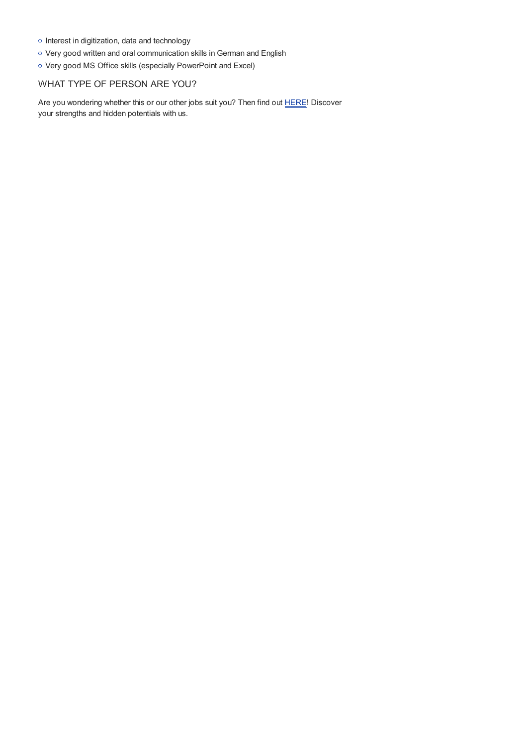- Interest in digitization, data and technology
- Very good written and oral communication skills in German and English
- Very good MS Office skills (especially PowerPoint and Excel)

## WHAT TYPE OF PERSON ARE YOU?

Are you wondering whether this or our other jobs suit you? Then find out HERE! Discover your strengths and hidden potentials with us.